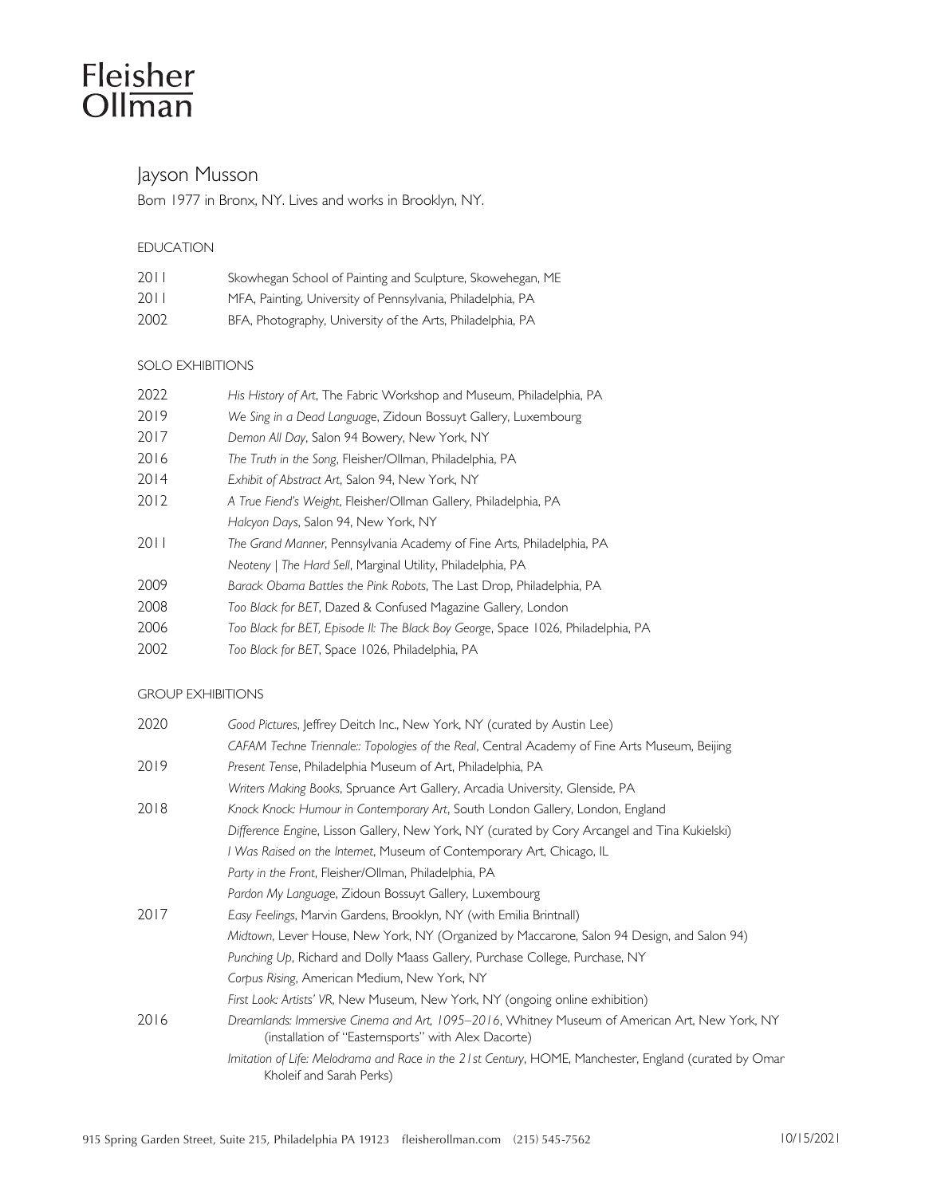# Fleisher Ollman

## Jayson Musson

Born 1977 in Bronx, NY. Lives and works in Brooklyn, NY.

### EDUCATION

| | |
|---|---|
| 2011 | Skowhegan School of Painting and Sculpture, Skowehegan, ME |
| 2011 | MFA, Painting, University of Pennsylvania, Philadelphia, PA |
| 2002 | BFA, Photography, University of the Arts, Philadelphia, PA |

### SOLO EXHIBITIONS

| | |
|---|---|
| 2022 | *His History of Art*, The Fabric Workshop and Museum, Philadelphia, PA |
| 2019 | *We Sing in a Dead Language*, Zidoun Bossuyt Gallery, Luxembourg |
| 2017 | *Demon All Day*, Salon 94 Bowery, New York, NY |
| 2016 | *The Truth in the Song*, Fleisher/Ollman, Philadelphia, PA |
| 2014 | *Exhibit of Abstract Art*, Salon 94, New York, NY |
| 2012 | *A True Fiend's Weight*, Fleisher/Ollman Gallery, Philadelphia, PA |
| | *Halcyon Days*, Salon 94, New York, NY |
| 2011 | *The Grand Manner*, Pennsylvania Academy of Fine Arts, Philadelphia, PA |
| | *Neoteny \| The Hard Sell*, Marginal Utility, Philadelphia, PA |
| 2009 | *Barack Obama Battles the Pink Robots*, The Last Drop, Philadelphia, PA |
| 2008 | *Too Black for BET*, Dazed & Confused Magazine Gallery, London |
| 2006 | *Too Black for BET, Episode II: The Black Boy George*, Space 1026, Philadelphia, PA |
| 2002 | *Too Black for BET*, Space 1026, Philadelphia, PA |

### GROUP EXHIBITIONS

| | |
|---|---|
| 2020 | *Good Pictures*, Jeffrey Deitch Inc., New York, NY (curated by Austin Lee) |
| | *CAFAM Techne Triennale:: Topologies of the Real*, Central Academy of Fine Arts Museum, Beijing |
| 2019 | *Present Tense*, Philadelphia Museum of Art, Philadelphia, PA |
| | *Writers Making Books*, Spruance Art Gallery, Arcadia University, Glenside, PA |
| 2018 | *Knock Knock: Humour in Contemporary Art*, South London Gallery, London, England |
| | *Difference Engine*, Lisson Gallery, New York, NY (curated by Cory Arcangel and Tina Kukielski) |
| | *I Was Raised on the Internet*, Museum of Contemporary Art, Chicago, IL |
| | *Party in the Front*, Fleisher/Ollman, Philadelphia, PA |
| | *Pardon My Language*, Zidoun Bossuyt Gallery, Luxembourg |
| 2017 | *Easy Feelings*, Marvin Gardens, Brooklyn, NY (with Emilia Brintnall) |
| | *Midtown*, Lever House, New York, NY (Organized by Maccarone, Salon 94 Design, and Salon 94) |
| | *Punching Up*, Richard and Dolly Maass Gallery, Purchase College, Purchase, NY |
| | *Corpus Rising*, American Medium, New York, NY |
| | *First Look: Artists' VR*, New Museum, New York, NY (ongoing online exhibition) |
| 2016 | *Dreamlands: Immersive Cinema and Art, 1095–2016*, Whitney Museum of American Art, New York, NY (installation of "Easternsports" with Alex Dacorte) |
| | *Imitation of Life: Melodrama and Race in the 21st Century*, HOME, Manchester, England (curated by Omar Kholeif and Sarah Perks) |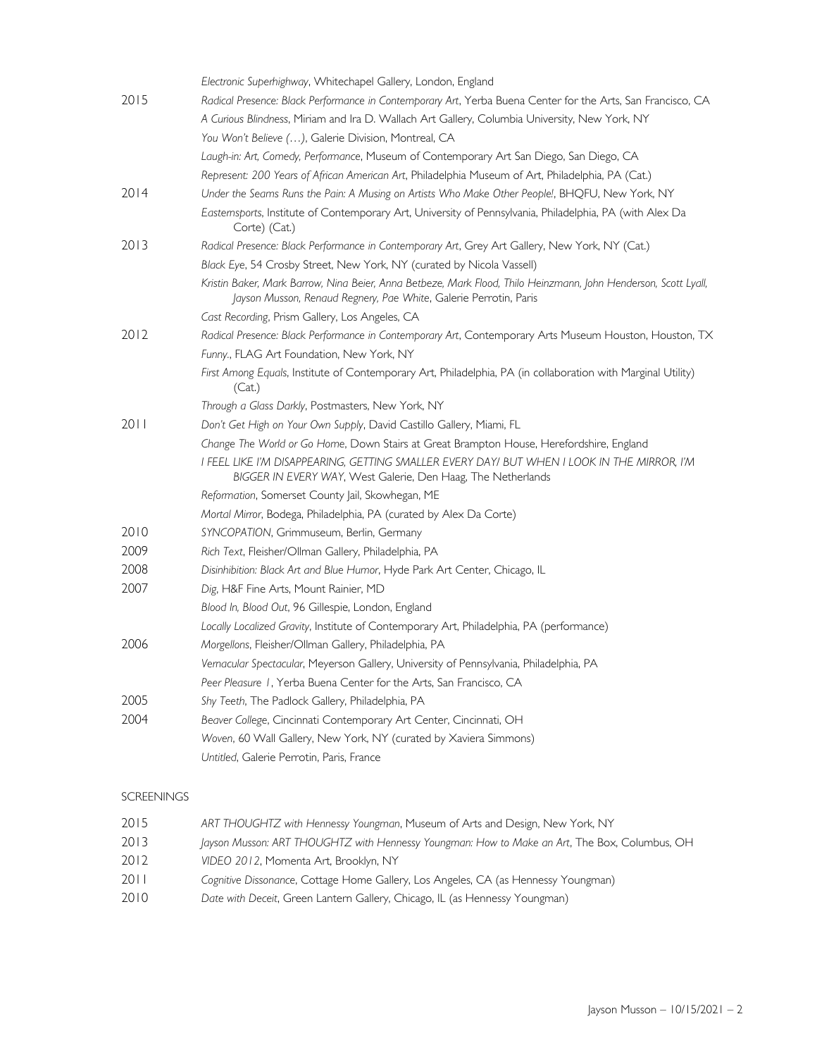| | |
|---|---|
| | *Electronic Superhighway*, Whitechapel Gallery, London, England |
| 2015 | *Radical Presence: Black Performance in Contemporary Art*, Yerba Buena Center for the Arts, San Francisco, CA |
| | *A Curious Blindness*, Miriam and Ira D. Wallach Art Gallery, Columbia University, New York, NY |
| | *You Won't Believe (…)*, Galerie Division, Montreal, CA |
| | *Laugh-in: Art, Comedy, Performance*, Museum of Contemporary Art San Diego, San Diego, CA |
| | *Represent: 200 Years of African American Art*, Philadelphia Museum of Art, Philadelphia, PA (Cat.) |
| 2014 | *Under the Seams Runs the Pain: A Musing on Artists Who Make Other People!*, BHQFU, New York, NY |
| | *Easternsports*, Institute of Contemporary Art, University of Pennsylvania, Philadelphia, PA (with Alex Da Corte) (Cat.) |
| 2013 | *Radical Presence: Black Performance in Contemporary Art*, Grey Art Gallery, New York, NY (Cat.) |
| | *Black Eye*, 54 Crosby Street, New York, NY (curated by Nicola Vassell) |
| | *Kristin Baker, Mark Barrow, Nina Beier, Anna Betbeze, Mark Flood, Thilo Heinzmann, John Henderson, Scott Lyall, Jayson Musson, Renaud Regnery, Pae White*, Galerie Perrotin, Paris |
| | *Cast Recording*, Prism Gallery, Los Angeles, CA |
| 2012 | *Radical Presence: Black Performance in Contemporary Art*, Contemporary Arts Museum Houston, Houston, TX |
| | *Funny.*, FLAG Art Foundation, New York, NY |
| | *First Among Equals*, Institute of Contemporary Art, Philadelphia, PA (in collaboration with Marginal Utility) (Cat.) |
| | *Through a Glass Darkly*, Postmasters, New York, NY |
| 2011 | *Don't Get High on Your Own Supply*, David Castillo Gallery, Miami, FL |
| | *Change The World or Go Home*, Down Stairs at Great Brampton House, Herefordshire, England |
| | *I FEEL LIKE I'M DISAPPEARING, GETTING SMALLER EVERY DAY/ BUT WHEN I LOOK IN THE MIRROR, I'M BIGGER IN EVERY WAY*, West Galerie, Den Haag, The Netherlands |
| | *Reformation*, Somerset County Jail, Skowhegan, ME |
| | *Mortal Mirror*, Bodega, Philadelphia, PA (curated by Alex Da Corte) |
| 2010 | *SYNCOPATION*, Grimmuseum, Berlin, Germany |
| 2009 | *Rich Text*, Fleisher/Ollman Gallery, Philadelphia, PA |
| 2008 | *Disinhibition: Black Art and Blue Humor*, Hyde Park Art Center, Chicago, IL |
| 2007 | *Dig*, H&F Fine Arts, Mount Rainier, MD |
| | *Blood In, Blood Out*, 96 Gillespie, London, England |
| | *Locally Localized Gravity*, Institute of Contemporary Art, Philadelphia, PA (performance) |
| 2006 | *Morgellons*, Fleisher/Ollman Gallery, Philadelphia, PA |
| | *Vernacular Spectacular*, Meyerson Gallery, University of Pennsylvania, Philadelphia, PA |
| | *Peer Pleasure 1*, Yerba Buena Center for the Arts, San Francisco, CA |
| 2005 | *Shy Teeth*, The Padlock Gallery, Philadelphia, PA |
| 2004 | *Beaver College*, Cincinnati Contemporary Art Center, Cincinnati, OH |
| | *Woven*, 60 Wall Gallery, New York, NY (curated by Xaviera Simmons) |
| | *Untitled*, Galerie Perrotin, Paris, France |

## SCREENINGS

| | |
|---|---|
| 2015 | *ART THOUGHTZ with Hennessy Youngman*, Museum of Arts and Design, New York, NY |
| 2013 | *Jayson Musson: ART THOUGHTZ with Hennessy Youngman: How to Make an Art*, The Box, Columbus, OH |
| 2012 | *VIDEO 2012*, Momenta Art, Brooklyn, NY |
| 2011 | *Cognitive Dissonance*, Cottage Home Gallery, Los Angeles, CA (as Hennessy Youngman) |
| 2010 | *Date with Deceit*, Green Lantern Gallery, Chicago, IL (as Hennessy Youngman) |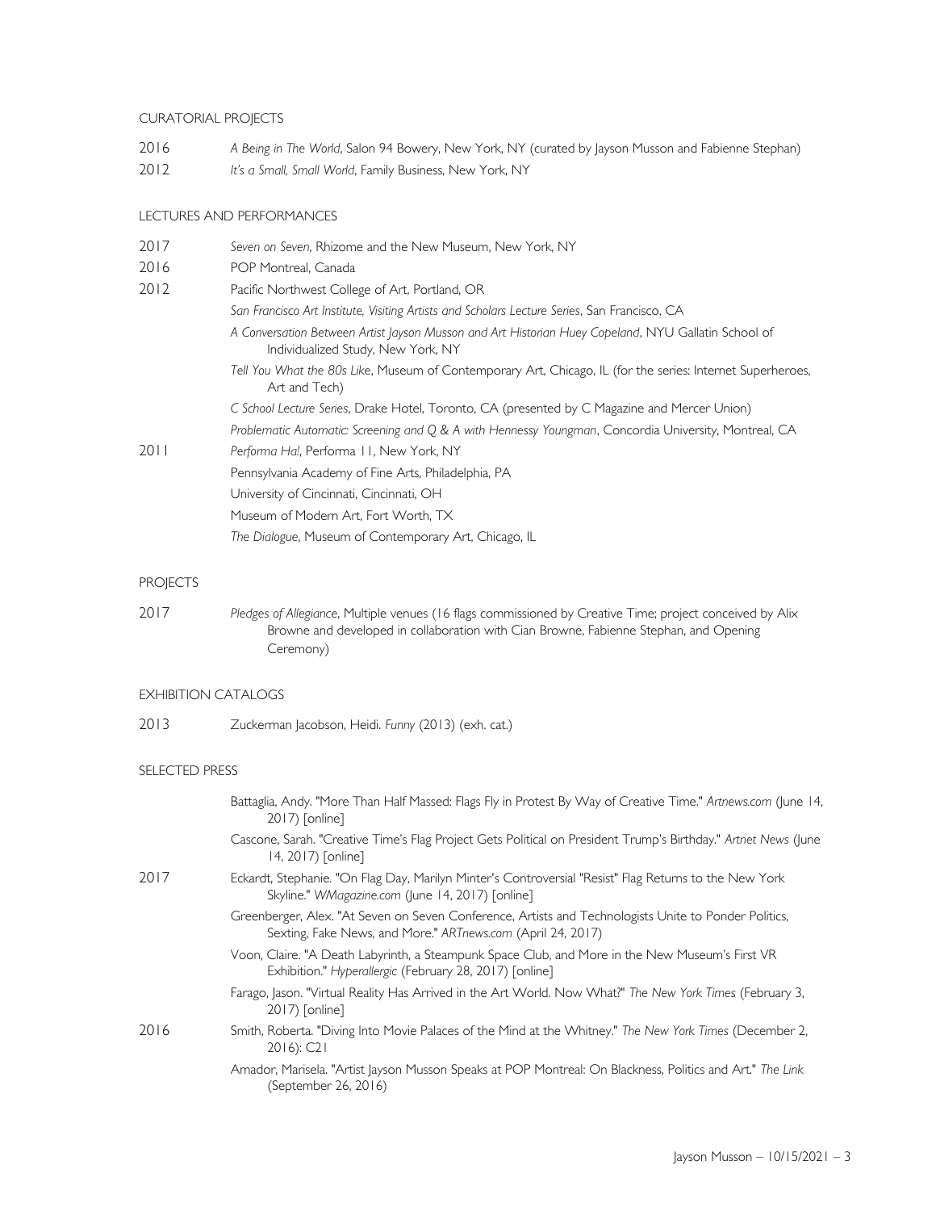## CURATORIAL PROJECTS

2016 *A Being in The World*, Salon 94 Bowery, New York, NY (curated by Jayson Musson and Fabienne Stephan)

2012 *It's a Small, Small World*, Family Business, New York, NY

## LECTURES AND PERFORMANCES

2017 *Seven on Seven*, Rhizome and the New Museum, New York, NY

2016 POP Montreal, Canada

2012 Pacific Northwest College of Art, Portland, OR

*San Francisco Art Institute, Visiting Artists and Scholars Lecture Series*, San Francisco, CA

*A Conversation Between Artist Jayson Musson and Art Historian Huey Copeland*, NYU Gallatin School of Individualized Study, New York, NY

*Tell You What the 80s Like*, Museum of Contemporary Art, Chicago, IL (for the series: Internet Superheroes, Art and Tech)

*C School Lecture Series*, Drake Hotel, Toronto, CA (presented by C Magazine and Mercer Union)

*Problematic Automatic: Screening and Q & A with Hennessy Youngman*, Concordia University, Montreal, CA

2011 *Performa Ha!*, Performa 11, New York, NY

Pennsylvania Academy of Fine Arts, Philadelphia, PA

University of Cincinnati, Cincinnati, OH

Museum of Modern Art, Fort Worth, TX

*The Dialogue*, Museum of Contemporary Art, Chicago, IL

## PROJECTS

2017 *Pledges of Allegiance*, Multiple venues (16 flags commissioned by Creative Time; project conceived by Alix Browne and developed in collaboration with Cian Browne, Fabienne Stephan, and Opening Ceremony)

## EXHIBITION CATALOGS

2013 Zuckerman Jacobson, Heidi. *Funny* (2013) (exh. cat.)

## SELECTED PRESS

2017

Battaglia, Andy. "More Than Half Massed: Flags Fly in Protest By Way of Creative Time." *Artnews.com* (June 14, 2017) [online]

Cascone, Sarah. "Creative Time's Flag Project Gets Political on President Trump's Birthday." *Artnet News* (June 14, 2017) [online]

Eckardt, Stephanie. "On Flag Day, Marilyn Minter's Controversial "Resist" Flag Returns to the New York Skyline." *WMagazine.com* (June 14, 2017) [online]

Greenberger, Alex. "At Seven on Seven Conference, Artists and Technologists Unite to Ponder Politics, Sexting, Fake News, and More." *ARTnews.com* (April 24, 2017)

Voon, Claire. "A Death Labyrinth, a Steampunk Space Club, and More in the New Museum's First VR Exhibition." *Hyperallergic* (February 28, 2017) [online]

Farago, Jason. "Virtual Reality Has Arrived in the Art World. Now What?" *The New York Times* (February 3, 2017) [online]

2016

Smith, Roberta. "Diving Into Movie Palaces of the Mind at the Whitney." *The New York Times* (December 2, 2016): C21

Amador, Marisela. "Artist Jayson Musson Speaks at POP Montreal: On Blackness, Politics and Art." *The Link* (September 26, 2016)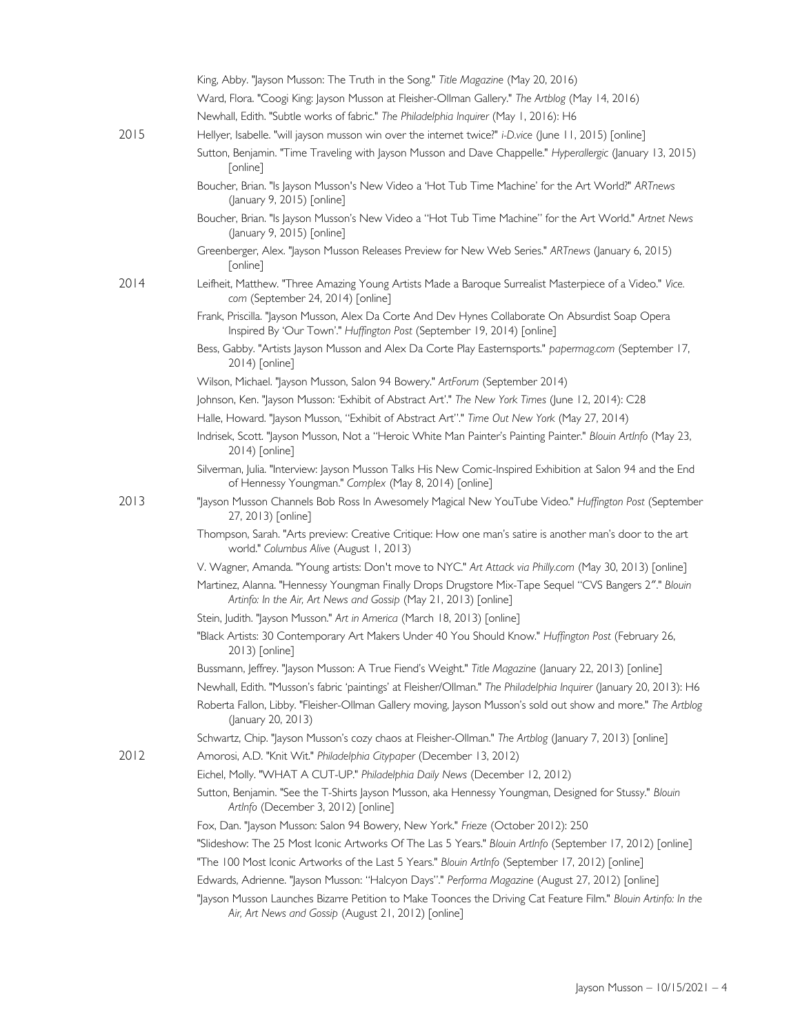King, Abby. "Jayson Musson: The Truth in the Song." *Title Magazine* (May 20, 2016)

Ward, Flora. "Coogi King: Jayson Musson at Fleisher-Ollman Gallery." *The Artblog* (May 14, 2016)

Newhall, Edith. "Subtle works of fabric." *The Philadelphia Inquirer* (May 1, 2016): H6

**2015**

Hellyer, Isabelle. "will jayson musson win over the internet twice?" *i-D.vice* (June 11, 2015) [online]

Sutton, Benjamin. "Time Traveling with Jayson Musson and Dave Chappelle." *Hyperallergic* (January 13, 2015) [online]

Boucher, Brian. "Is Jayson Musson's New Video a 'Hot Tub Time Machine' for the Art World?" *ARTnews* (January 9, 2015) [online]

Boucher, Brian. "Is Jayson Musson's New Video a "Hot Tub Time Machine" for the Art World." *Artnet News* (January 9, 2015) [online]

Greenberger, Alex. "Jayson Musson Releases Preview for New Web Series." *ARTnews* (January 6, 2015) [online]

**2014**

Leifheit, Matthew. "Three Amazing Young Artists Made a Baroque Surrealist Masterpiece of a Video." *Vice.com* (September 24, 2014) [online]

Frank, Priscilla. "Jayson Musson, Alex Da Corte And Dev Hynes Collaborate On Absurdist Soap Opera Inspired By 'Our Town'." *Huffington Post* (September 19, 2014) [online]

Bess, Gabby. "Artists Jayson Musson and Alex Da Corte Play Easternsports." *papermag.com* (September 17, 2014) [online]

Wilson, Michael. "Jayson Musson, Salon 94 Bowery." *ArtForum* (September 2014)

Johnson, Ken. "Jayson Musson: 'Exhibit of Abstract Art'." *The New York Times* (June 12, 2014): C28

Halle, Howard. "Jayson Musson, "Exhibit of Abstract Art"." *Time Out New York* (May 27, 2014)

Indrisek, Scott. "Jayson Musson, Not a "Heroic White Man Painter's Painting Painter." *Blouin ArtInfo* (May 23, 2014) [online]

Silverman, Julia. "Interview: Jayson Musson Talks His New Comic-Inspired Exhibition at Salon 94 and the End of Hennessy Youngman." *Complex* (May 8, 2014) [online]

**2013**

"Jayson Musson Channels Bob Ross In Awesomely Magical New YouTube Video." *Huffington Post* (September 27, 2013) [online]

Thompson, Sarah. "Arts preview: Creative Critique: How one man's satire is another man's door to the art world." *Columbus Alive* (August 1, 2013)

V. Wagner, Amanda. "Young artists: Don't move to NYC." *Art Attack via Philly.com* (May 30, 2013) [online]

Martinez, Alanna. "Hennessy Youngman Finally Drops Drugstore Mix-Tape Sequel "CVS Bangers 2"." *Blouin Artinfo: In the Air, Art News and Gossip* (May 21, 2013) [online]

Stein, Judith. "Jayson Musson." *Art in America* (March 18, 2013) [online]

"Black Artists: 30 Contemporary Art Makers Under 40 You Should Know." *Huffington Post* (February 26, 2013) [online]

Bussmann, Jeffrey. "Jayson Musson: A True Fiend's Weight." *Title Magazine* (January 22, 2013) [online]

Newhall, Edith. "Musson's fabric 'paintings' at Fleisher/Ollman." *The Philadelphia Inquirer* (January 20, 2013): H6

Roberta Fallon, Libby. "Fleisher-Ollman Gallery moving, Jayson Musson's sold out show and more." *The Artblog* (January 20, 2013)

Schwartz, Chip. "Jayson Musson's cozy chaos at Fleisher-Ollman." *The Artblog* (January 7, 2013) [online]

**2012**

Amorosi, A.D. "Knit Wit." *Philadelphia Citypaper* (December 13, 2012)

Eichel, Molly. "WHAT A CUT-UP." *Philadelphia Daily News* (December 12, 2012)

Sutton, Benjamin. "See the T-Shirts Jayson Musson, aka Hennessy Youngman, Designed for Stussy." *Blouin ArtInfo* (December 3, 2012) [online]

Fox, Dan. "Jayson Musson: Salon 94 Bowery, New York." *Frieze* (October 2012): 250

"Slideshow: The 25 Most Iconic Artworks Of The Las 5 Years." *Blouin ArtInfo* (September 17, 2012) [online]

"The 100 Most Iconic Artworks of the Last 5 Years." *Blouin ArtInfo* (September 17, 2012) [online]

Edwards, Adrienne. "Jayson Musson: "Halcyon Days"." *Performa Magazine* (August 27, 2012) [online]

"Jayson Musson Launches Bizarre Petition to Make Toonces the Driving Cat Feature Film." *Blouin Artinfo: In the Air, Art News and Gossip* (August 21, 2012) [online]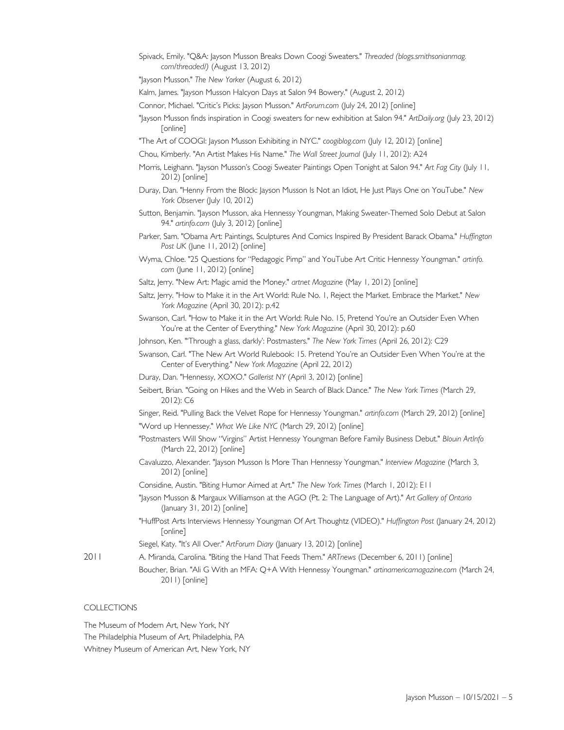Spivack, Emily. "Q&A: Jayson Musson Breaks Down Coogi Sweaters." *Threaded (blogs.smithsonianmag.com/threaded/)* (August 13, 2012)

"Jayson Musson." *The New Yorker* (August 6, 2012)

Kalm, James. "Jayson Musson Halcyon Days at Salon 94 Bowery." (August 2, 2012)

Connor, Michael. "Critic's Picks: Jayson Musson." *ArtForum.com* (July 24, 2012) [online]

"Jayson Musson finds inspiration in Coogi sweaters for new exhibition at Salon 94." *ArtDaily.org* (July 23, 2012) [online]

"The Art of COOGI: Jayson Musson Exhibiting in NYC." *coogiblog.com* (July 12, 2012) [online]

Chou, Kimberly. "An Artist Makes His Name." *The Wall Street Journal* (July 11, 2012): A24

Morris, Leighann. "Jayson Musson's Coogi Sweater Paintings Open Tonight at Salon 94." *Art Fag City* (July 11, 2012) [online]

Duray, Dan. "Henny From the Block: Jayson Musson Is Not an Idiot, He Just Plays One on YouTube." *New York Observer* (July 10, 2012)

Sutton, Benjamin. "Jayson Musson, aka Hennessy Youngman, Making Sweater-Themed Solo Debut at Salon 94." *artinfo.com* (July 3, 2012) [online]

Parker, Sam. "Obama Art: Paintings, Sculptures And Comics Inspired By President Barack Obama." *Huffington Post UK* (June 11, 2012) [online]

Wyma, Chloe. "25 Questions for "Pedagogic Pimp" and YouTube Art Critic Hennessy Youngman." *artinfo.com* (June 11, 2012) [online]

Saltz, Jerry. "New Art: Magic amid the Money." *artnet Magazine* (May 1, 2012) [online]

Saltz, Jerry. "How to Make it in the Art World: Rule No. 1, Reject the Market. Embrace the Market." *New York Magazine* (April 30, 2012): p.42

Swanson, Carl. "How to Make it in the Art World: Rule No. 15, Pretend You're an Outsider Even When You're at the Center of Everything." *New York Magazine* (April 30, 2012): p.60

Johnson, Ken. "'Through a glass, darkly': Postmasters." *The New York Times* (April 26, 2012): C29

Swanson, Carl. "The New Art World Rulebook: 15. Pretend You're an Outsider Even When You're at the Center of Everything." *New York Magazine* (April 22, 2012)

Duray, Dan. "Hennessy, XOXO." *Gallerist NY* (April 3, 2012) [online]

Seibert, Brian. "Going on Hikes and the Web in Search of Black Dance." *The New York Times* (March 29, 2012): C6

Singer, Reid. "Pulling Back the Velvet Rope for Hennessy Youngman." *artinfo.com* (March 29, 2012) [online]

"Word up Hennessey." *What We Like NYC* (March 29, 2012) [online]

"Postmasters Will Show "Virgins" Artist Hennessy Youngman Before Family Business Debut." *Blouin ArtInfo* (March 22, 2012) [online]

Cavaluzzo, Alexander. "Jayson Musson Is More Than Hennessy Youngman." *Interview Magazine* (March 3, 2012) [online]

Considine, Austin. "Biting Humor Aimed at Art." *The New York Times* (March 1, 2012): E11

"Jayson Musson & Margaux Williamson at the AGO (Pt. 2: The Language of Art)." *Art Gallery of Ontario* (January 31, 2012) [online]

"HuffPost Arts Interviews Hennessy Youngman Of Art Thoughtz (VIDEO)." *Huffington Post* (January 24, 2012) [online]

Siegel, Katy. "It's All Over." *ArtForum Diary* (January 13, 2012) [online]

2011

A. Miranda, Carolina. "Biting the Hand That Feeds Them." *ARTnews* (December 6, 2011) [online]

Boucher, Brian. "Ali G With an MFA: Q+A With Hennessy Youngman." *artinamericamagazine.com* (March 24, 2011) [online]

## COLLECTIONS

The Museum of Modern Art, New York, NY

The Philadelphia Museum of Art, Philadelphia, PA

Whitney Museum of American Art, New York, NY